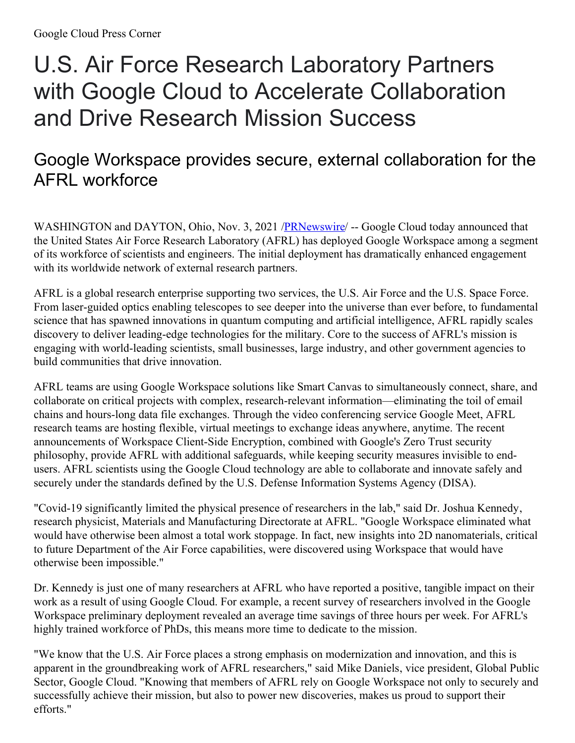Google Cloud Press Corner

# U.S. Air Force Research Laboratory Partners with Google Cloud to Accelerate Collaboration and Drive Research Mission Success

## Google Workspace provides secure, external collaboration for the AFRL workforce

WASHINGTON and DAYTON, Ohio, Nov. 3, 2021 /[PRNewswire](http://www.prnewswire.com/)/ -- Google Cloud today announced that the United States Air Force Research Laboratory (AFRL) has deployed Google Workspace among a segment of its workforce of scientists and engineers. The initial deployment has dramatically enhanced engagement with its worldwide network of external research partners.

AFRL is a global research enterprise supporting two services, the U.S. Air Force and the U.S. Space Force. From laser-guided optics enabling telescopes to see deeper into the universe than ever before, to fundamental science that has spawned innovations in quantum computing and artificial intelligence, AFRL rapidly scales discovery to deliver leading-edge technologies for the military. Core to the success of AFRL's mission is engaging with world-leading scientists, small businesses, large industry, and other government agencies to build communities that drive innovation.

AFRL teams are using Google Workspace solutions like Smart Canvas to simultaneously connect, share, and collaborate on critical projects with complex, research-relevant information—eliminating the toil of email chains and hours-long data file exchanges. Through the video conferencing service Google Meet, AFRL research teams are hosting flexible, virtual meetings to exchange ideas anywhere, anytime. The recent announcements of Workspace Client-Side Encryption, combined with Google's Zero Trust security philosophy, provide AFRL with additional safeguards, while keeping security measures invisible to end-users. AFRL scientists using the Google Cloud technology are able to collaborate and innovate safely and securely under the standards defined by the U.S. Defense Information Systems Agency (DISA).

"Covid-19 significantly limited the physical presence of researchers in the lab," said Dr. Joshua Kennedy, research physicist, Materials and Manufacturing Directorate at AFRL. "Google Workspace eliminated what would have otherwise been almost a total work stoppage. In fact, new insights into 2D nanomaterials, critical to future Department of the Air Force capabilities, were discovered using Workspace that would have otherwise been impossible."

Dr. Kennedy is just one of many researchers at AFRL who have reported a positive, tangible impact on their work as a result of using Google Cloud. For example, a recent survey of researchers involved in the Google Workspace preliminary deployment revealed an average time savings of three hours per week. For AFRL's highly trained workforce of PhDs, this means more time to dedicate to the mission.

"We know that the U.S. Air Force places a strong emphasis on modernization and innovation, and this is apparent in the groundbreaking work of AFRL researchers," said Mike Daniels, vice president, Global Public Sector, Google Cloud. "Knowing that members of AFRL rely on Google Workspace not only to securely and successfully achieve their mission, but also to power new discoveries, makes us proud to support their efforts."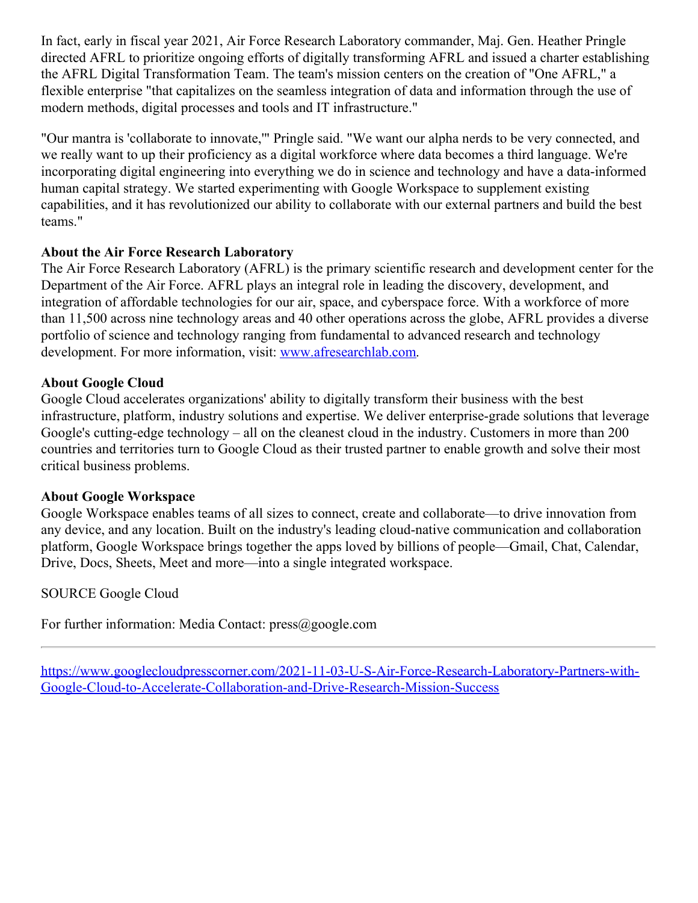In fact, early in fiscal year 2021, Air Force Research Laboratory commander, Maj. Gen. Heather Pringle directed AFRL to prioritize ongoing efforts of digitally transforming AFRL and issued a charter establishing the AFRL Digital Transformation Team. The team's mission centers on the creation of "One AFRL," a flexible enterprise "that capitalizes on the seamless integration of data and information through the use of modern methods, digital processes and tools and IT infrastructure."

"Our mantra is 'collaborate to innovate,'" Pringle said. "We want our alpha nerds to be very connected, and we really want to up their proficiency as a digital workforce where data becomes a third language. We're incorporating digital engineering into everything we do in science and technology and have a data-informed human capital strategy. We started experimenting with Google Workspace to supplement existing capabilities, and it has revolutionized our ability to collaborate with our external partners and build the best teams."

**About the Air Force Research Laboratory**

The Air Force Research Laboratory (AFRL) is the primary scientific research and development center for the Department of the Air Force. AFRL plays an integral role in leading the discovery, development, and integration of affordable technologies for our air, space, and cyberspace force. With a workforce of more than 11,500 across nine technology areas and 40 other operations across the globe, AFRL provides a diverse portfolio of science and technology ranging from fundamental to advanced research and technology development. For more information, visit: [www.afresearchlab.com](www.afresearchlab.com).

**About Google Cloud**

Google Cloud accelerates organizations' ability to digitally transform their business with the best infrastructure, platform, industry solutions and expertise. We deliver enterprise-grade solutions that leverage Google's cutting-edge technology – all on the cleanest cloud in the industry. Customers in more than 200 countries and territories turn to Google Cloud as their trusted partner to enable growth and solve their most critical business problems.

**About Google Workspace**

Google Workspace enables teams of all sizes to connect, create and collaborate—to drive innovation from any device, and any location. Built on the industry's leading cloud-native communication and collaboration platform, Google Workspace brings together the apps loved by billions of people—Gmail, Chat, Calendar, Drive, Docs, Sheets, Meet and more—into a single integrated workspace.

SOURCE Google Cloud

For further information: Media Contact: press@google.com

---

[https://www.googlecloudpresscorner.com/2021-11-03-U-S-Air-Force-Research-Laboratory-Partners-with-Google-Cloud-to-Accelerate-Collaboration-and-Drive-Research-Mission-Success](https://www.googlecloudpresscorner.com/2021-11-03-U-S-Air-Force-Research-Laboratory-Partners-with-Google-Cloud-to-Accelerate-Collaboration-and-Drive-Research-Mission-Success)